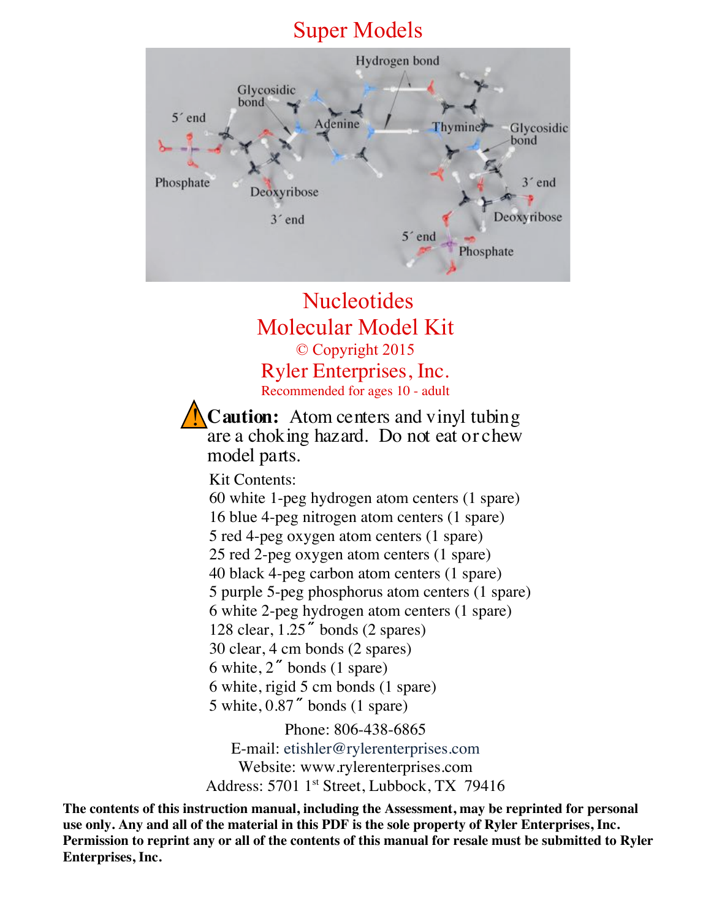# Super Models

# Nucleotides
# Molecular Model Kit

© Copyright 2015

## Ryler Enterprises, Inc.

Recommended for ages 10 - adult

⚠ **Caution:** Atom centers and vinyl tubing are a choking hazard. Do not eat or chew model parts.

Kit Contents:

- 60 white 1-peg hydrogen atom centers (1 spare)
- 16 blue 4-peg nitrogen atom centers (1 spare)
- 5 red 4-peg oxygen atom centers (1 spare)
- 25 red 2-peg oxygen atom centers (1 spare)
- 40 black 4-peg carbon atom centers (1 spare)
- 5 purple 5-peg phosphorus atom centers (1 spare)
- 6 white 2-peg hydrogen atom centers (1 spare)
- 128 clear, 1.25″ bonds (2 spares)
- 30 clear, 4 cm bonds (2 spares)
- 6 white, 2″ bonds (1 spare)
- 6 white, rigid 5 cm bonds (1 spare)
- 5 white, 0.87″ bonds (1 spare)

Phone: 806-438-6865
E-mail: etishler@rylerenterprises.com
Website: www.rylerenterprises.com
Address: 5701 1st Street, Lubbock, TX 79416

**The contents of this instruction manual, including the Assessment, may be reprinted for personal use only. Any and all of the material in this PDF is the sole property of Ryler Enterprises, Inc. Permission to reprint any or all of the contents of this manual for resale must be submitted to Ryler Enterprises, Inc.**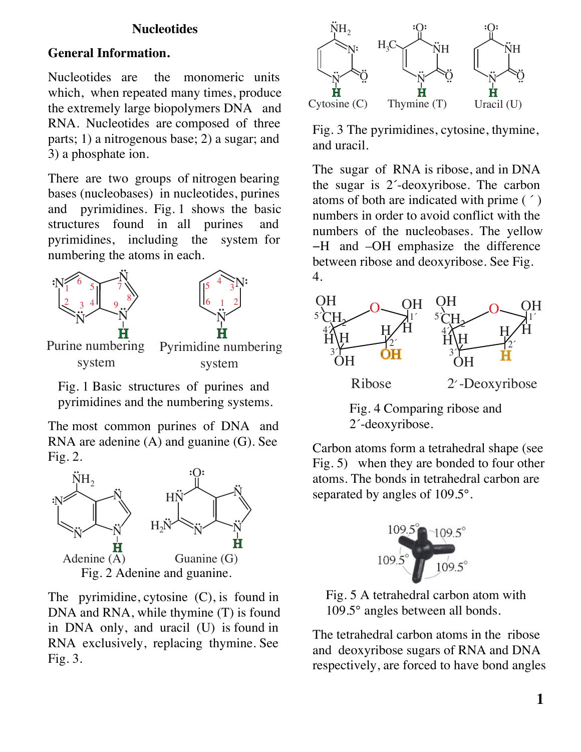## Nucleotides

### General Information.

Nucleotides are the monomeric units which, when repeated many times, produce the extremely large biopolymers DNA and RNA. Nucleotides are composed of three parts; 1) a nitrogenous base; 2) a sugar; and 3) a phosphate ion.

There are two groups of nitrogen bearing bases (nucleobases) in nucleotides, purines and pyrimidines. Fig. 1 shows the basic structures found in all purines and pyrimidines, including the system for numbering the atoms in each.

Purine numbering system — Pyrimidine numbering system

Fig. 1 Basic structures of purines and pyrimidines and the numbering systems.

The most common purines of DNA and RNA are adenine (A) and guanine (G). See Fig. 2.

Adenine (A) — Guanine (G)

Fig. 2 Adenine and guanine.

The pyrimidine, cytosine (C), is found in DNA and RNA, while thymine (T) is found in DNA only, and uracil (U) is found in RNA exclusively, replacing thymine. See Fig. 3.

Cytosine (C) — Thymine (T) — Uracil (U)

Fig. 3 The pyrimidines, cytosine, thymine, and uracil.

The sugar of RNA is ribose, and in DNA the sugar is 2´-deoxyribose. The carbon atoms of both are indicated with prime ( ´ ) numbers in order to avoid conflict with the numbers of the nucleobases. The yellow –H and –OH emphasize the difference between ribose and deoxyribose. See Fig. 4.

Ribose — 2´-Deoxyribose

Fig. 4 Comparing ribose and 2´-deoxyribose.

Carbon atoms form a tetrahedral shape (see Fig. 5) when they are bonded to four other atoms. The bonds in tetrahedral carbon are separated by angles of 109.5°.

Fig. 5 A tetrahedral carbon atom with 109.5° angles between all bonds.

The tetrahedral carbon atoms in the ribose and deoxyribose sugars of RNA and DNA respectively, are forced to have bond angles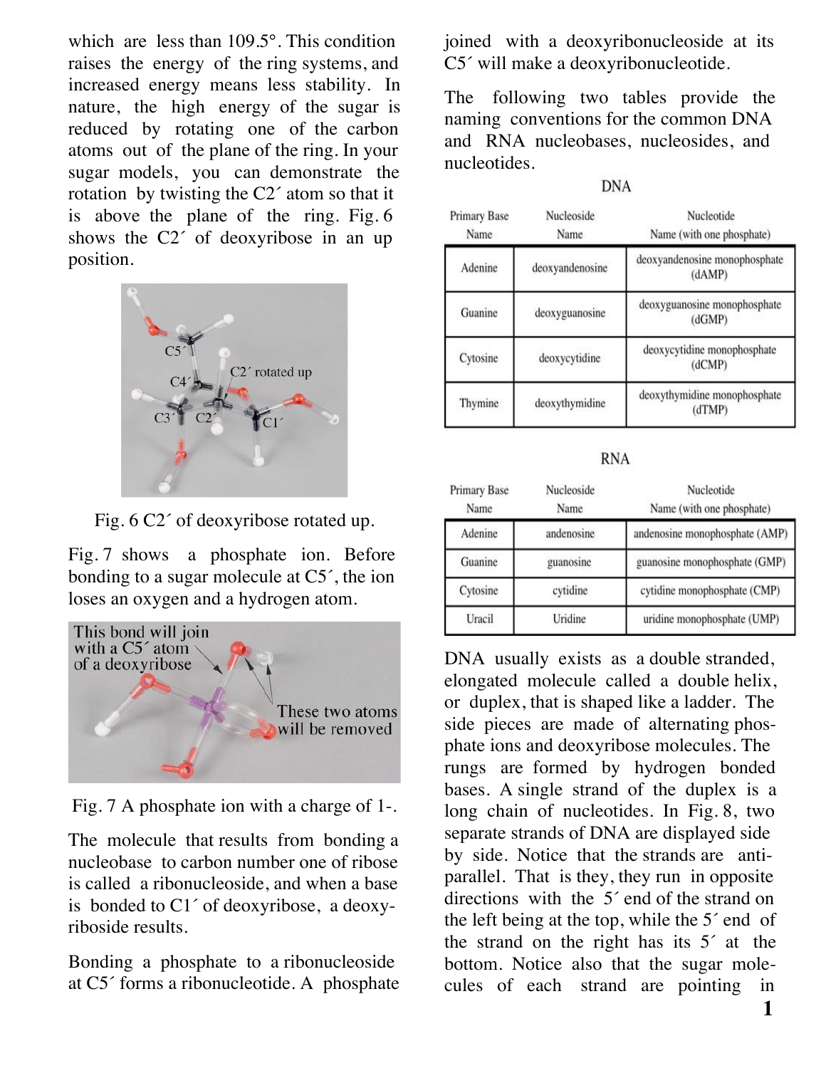which are less than 109.5°. This condition raises the energy of the ring systems, and increased energy means less stability. In nature, the high energy of the sugar is reduced by rotating one of the carbon atoms out of the plane of the ring. In your sugar models, you can demonstrate the rotation by twisting the C2´ atom so that it is above the plane of the ring. Fig. 6 shows the C2´ of deoxyribose in an up position.

Fig. 6 C2´ of deoxyribose rotated up.

Fig. 7 shows a phosphate ion. Before bonding to a sugar molecule at C5´, the ion loses an oxygen and a hydrogen atom.

Fig. 7 A phosphate ion with a charge of 1-.

The molecule that results from bonding a nucleobase to carbon number one of ribose is called a ribonucleoside, and when a base is bonded to C1´ of deoxyribose, a deoxyriboside results.

Bonding a phosphate to a ribonucleoside at C5´ forms a ribonucleotide. A phosphate joined with a deoxyribonucleoside at its C5´ will make a deoxyribonucleotide.

The following two tables provide the naming conventions for the common DNA and RNA nucleobases, nucleosides, and nucleotides.

**DNA**

| Primary Base Name | Nucleoside Name | Nucleotide Name (with one phosphate) |
|---|---|---|
| Adenine | deoxyandenosine | deoxyandenosine monophosphate (dAMP) |
| Guanine | deoxyguanosine | deoxyguanosine monophosphate (dGMP) |
| Cytosine | deoxycytidine | deoxycytidine monophosphate (dCMP) |
| Thymine | deoxythymidine | deoxythymidine monophosphate (dTMP) |

**RNA**

| Primary Base Name | Nucleoside Name | Nucleotide Name (with one phosphate) |
|---|---|---|
| Adenine | andenosine | andenosine monophosphate (AMP) |
| Guanine | guanosine | guanosine monophosphate (GMP) |
| Cytosine | cytidine | cytidine monophosphate (CMP) |
| Uracil | Uridine | uridine monophosphate (UMP) |

DNA usually exists as a double stranded, elongated molecule called a double helix, or duplex, that is shaped like a ladder. The side pieces are made of alternating phosphate ions and deoxyribose molecules. The rungs are formed by hydrogen bonded bases. A single strand of the duplex is a long chain of nucleotides. In Fig. 8, two separate strands of DNA are displayed side by side. Notice that the strands are anti-parallel. That is they, they run in opposite directions with the 5´ end of the strand on the left being at the top, while the 5´ end of the strand on the right has its 5´ at the bottom. Notice also that the sugar molecules of each strand are pointing in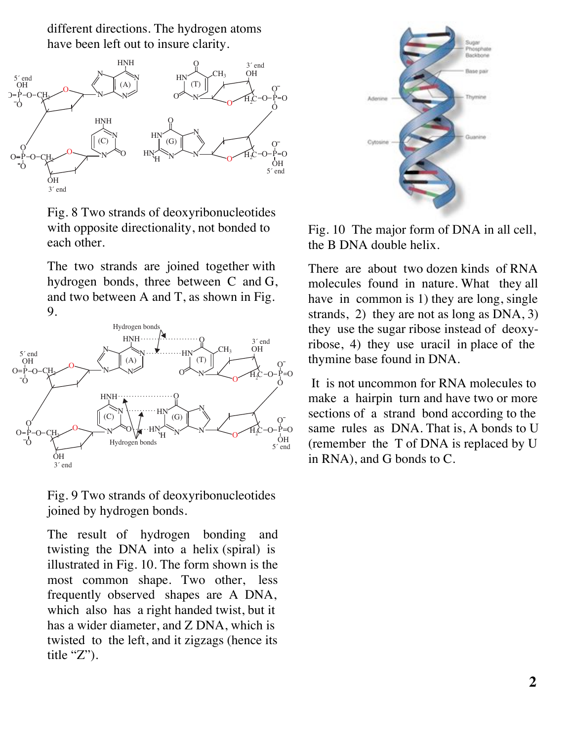different directions. The hydrogen atoms have been left out to insure clarity.

Fig. 8 Two strands of deoxyribonucleotides with opposite directionality, not bonded to each other.

The two strands are joined together with hydrogen bonds, three between C and G, and two between A and T, as shown in Fig. 9.

Fig. 9 Two strands of deoxyribonucleotides joined by hydrogen bonds.

The result of hydrogen bonding and twisting the DNA into a helix (spiral) is illustrated in Fig. 10. The form shown is the most common shape. Two other, less frequently observed shapes are A DNA, which also has a right handed twist, but it has a wider diameter, and Z DNA, which is twisted to the left, and it zigzags (hence its title "Z").

Fig. 10 The major form of DNA in all cell, the B DNA double helix.

There are about two dozen kinds of RNA molecules found in nature. What they all have in common is 1) they are long, single strands, 2) they are not as long as DNA, 3) they use the sugar ribose instead of deoxyribose, 4) they use uracil in place of the thymine base found in DNA.

It is not uncommon for RNA molecules to make a hairpin turn and have two or more sections of a strand bond according to the same rules as DNA. That is, A bonds to U (remember the T of DNA is replaced by U in RNA), and G bonds to C.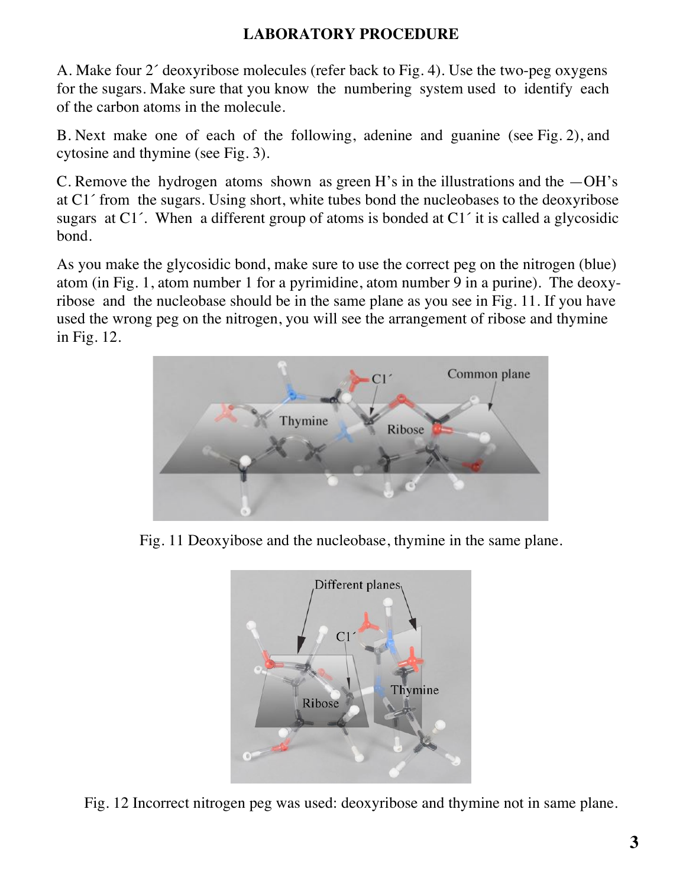# LABORATORY PROCEDURE

A. Make four 2´ deoxyribose molecules (refer back to Fig. 4). Use the two-peg oxygens for the sugars. Make sure that you know the numbering system used to identify each of the carbon atoms in the molecule.

B. Next make one of each of the following, adenine and guanine (see Fig. 2), and cytosine and thymine (see Fig. 3).

C. Remove the hydrogen atoms shown as green H's in the illustrations and the —OH's at C1´ from the sugars. Using short, white tubes bond the nucleobases to the deoxyribose sugars at C1´. When a different group of atoms is bonded at C1´ it is called a glycosidic bond.

As you make the glycosidic bond, make sure to use the correct peg on the nitrogen (blue) atom (in Fig. 1, atom number 1 for a pyrimidine, atom number 9 in a purine). The deoxyribose and the nucleobase should be in the same plane as you see in Fig. 11. If you have used the wrong peg on the nitrogen, you will see the arrangement of ribose and thymine in Fig. 12.

Fig. 11 Deoxyibose and the nucleobase, thymine in the same plane.

Fig. 12 Incorrect nitrogen peg was used: deoxyribose and thymine not in same plane.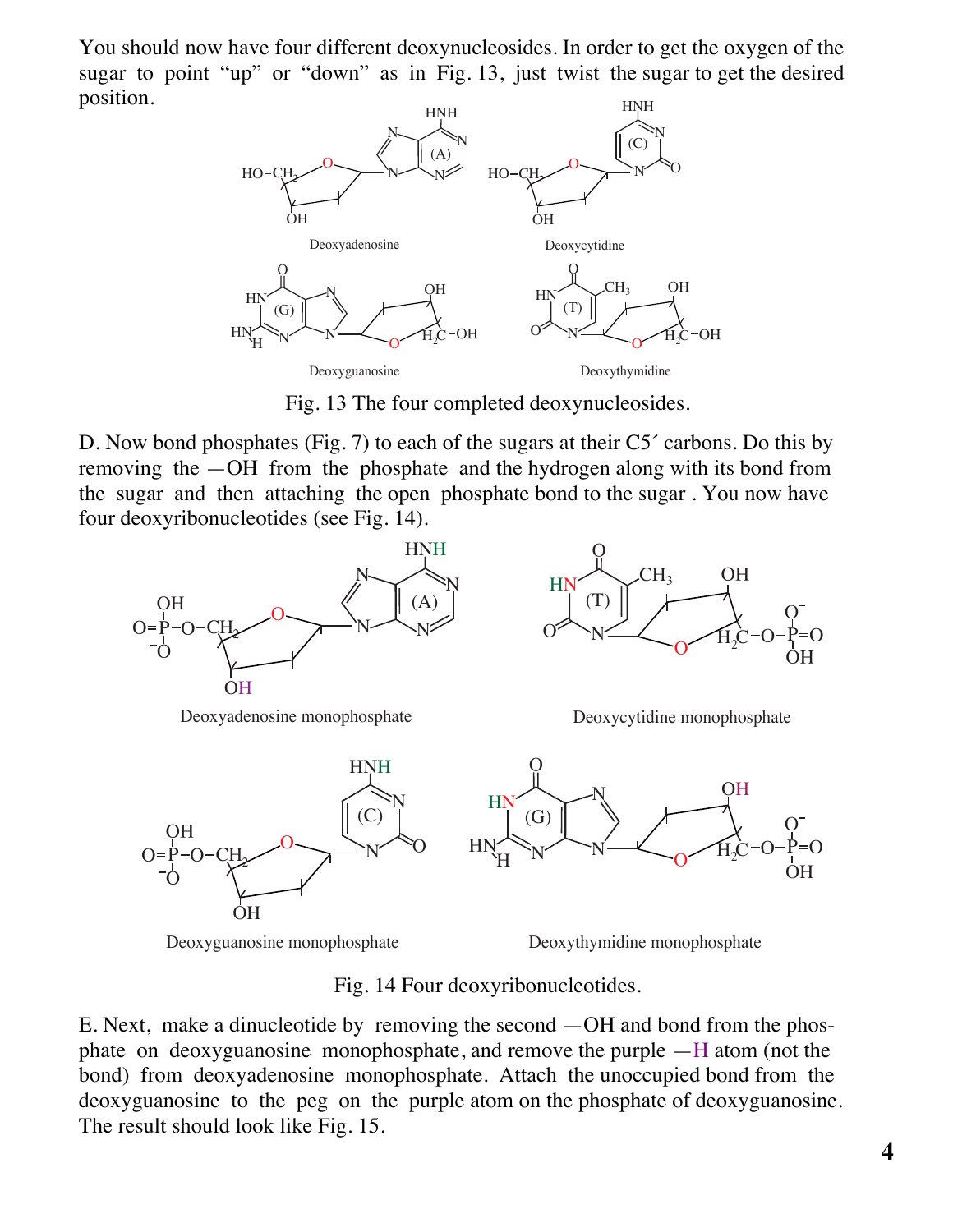You should now have four different deoxynucleosides. In order to get the oxygen of the sugar to point “up” or “down” as in Fig. 13, just twist the sugar to get the desired position.

Deoxyadenosine

Deoxycytidine

Deoxyguanosine

Deoxythymidine

Fig. 13 The four completed deoxynucleosides.

D. Now bond phosphates (Fig. 7) to each of the sugars at their C5´ carbons. Do this by removing the —OH from the phosphate and the hydrogen along with its bond from the sugar and then attaching the open phosphate bond to the sugar . You now have four deoxyribonucleotides (see Fig. 14).

Deoxyadenosine monophosphate

Deoxycytidine monophosphate

Deoxyguanosine monophosphate

Deoxythymidine monophosphate

Fig. 14 Four deoxyribonucleotides.

E. Next, make a dinucleotide by removing the second —OH and bond from the phosphate on deoxyguanosine monophosphate, and remove the purple —H atom (not the bond) from deoxyadenosine monophosphate. Attach the unoccupied bond from the deoxyguanosine to the peg on the purple atom on the phosphate of deoxyguanosine. The result should look like Fig. 15.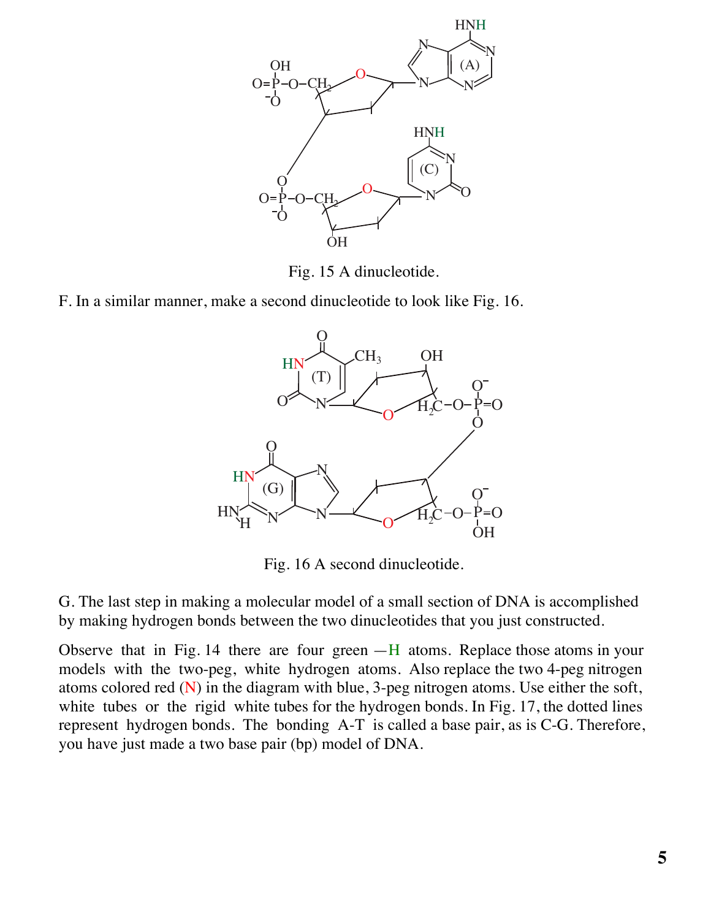Fig. 15 A dinucleotide.

F. In a similar manner, make a second dinucleotide to look like Fig. 16.

Fig. 16 A second dinucleotide.

G. The last step in making a molecular model of a small section of DNA is accomplished by making hydrogen bonds between the two dinucleotides that you just constructed.

Observe that in Fig. 14 there are four green —H atoms. Replace those atoms in your models with the two-peg, white hydrogen atoms. Also replace the two 4-peg nitrogen atoms colored red (N) in the diagram with blue, 3-peg nitrogen atoms. Use either the soft, white tubes or the rigid white tubes for the hydrogen bonds. In Fig. 17, the dotted lines represent hydrogen bonds. The bonding A-T is called a base pair, as is C-G. Therefore, you have just made a two base pair (bp) model of DNA.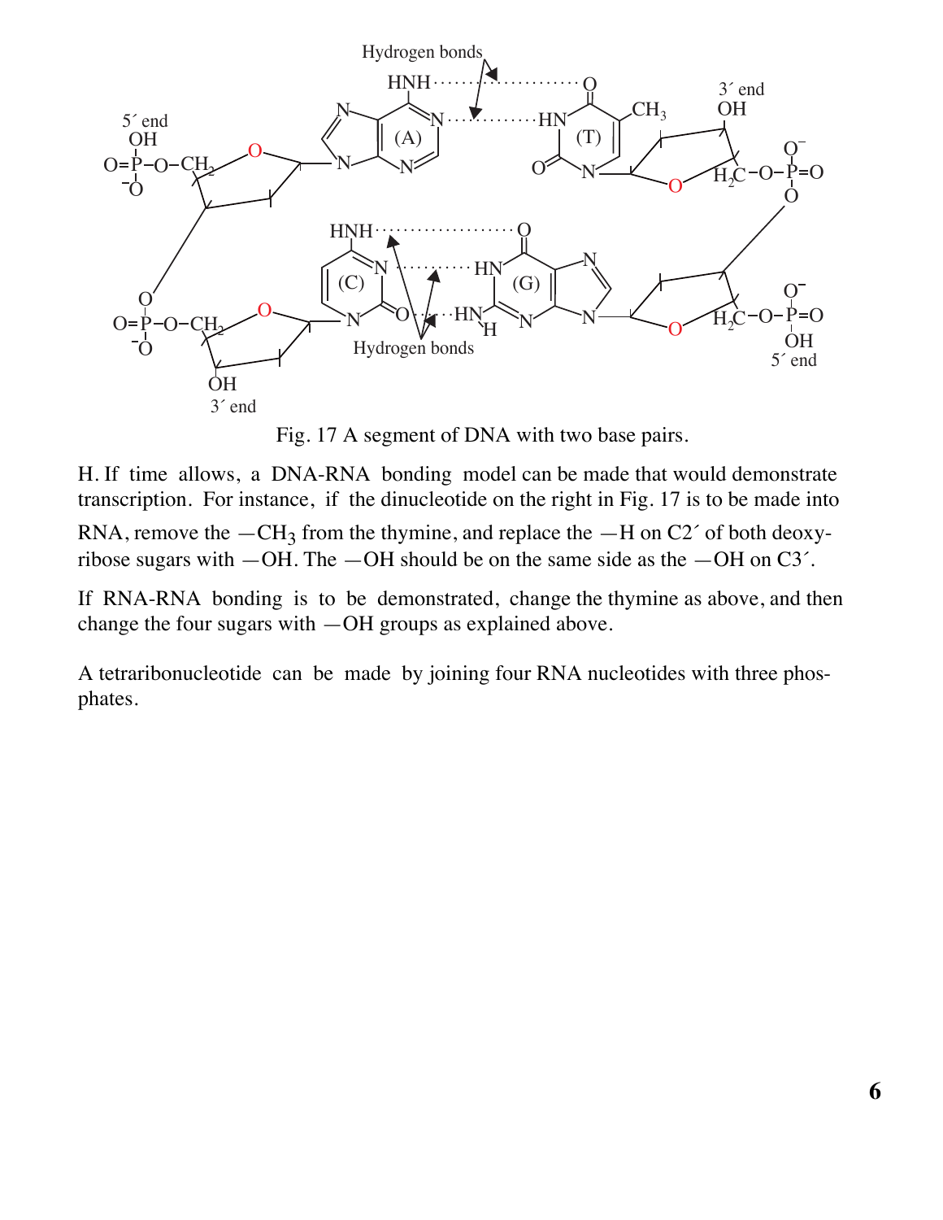Fig. 17 A segment of DNA with two base pairs.

H. If time allows, a DNA-RNA bonding model can be made that would demonstrate transcription. For instance, if the dinucleotide on the right in Fig. 17 is to be made into RNA, remove the —$CH_3$ from the thymine, and replace the —H on C2´ of both deoxyribose sugars with —OH. The —OH should be on the same side as the —OH on C3´.

If RNA-RNA bonding is to be demonstrated, change the thymine as above, and then change the four sugars with —OH groups as explained above.

A tetraribonucleotide can be made by joining four RNA nucleotides with three phosphates.